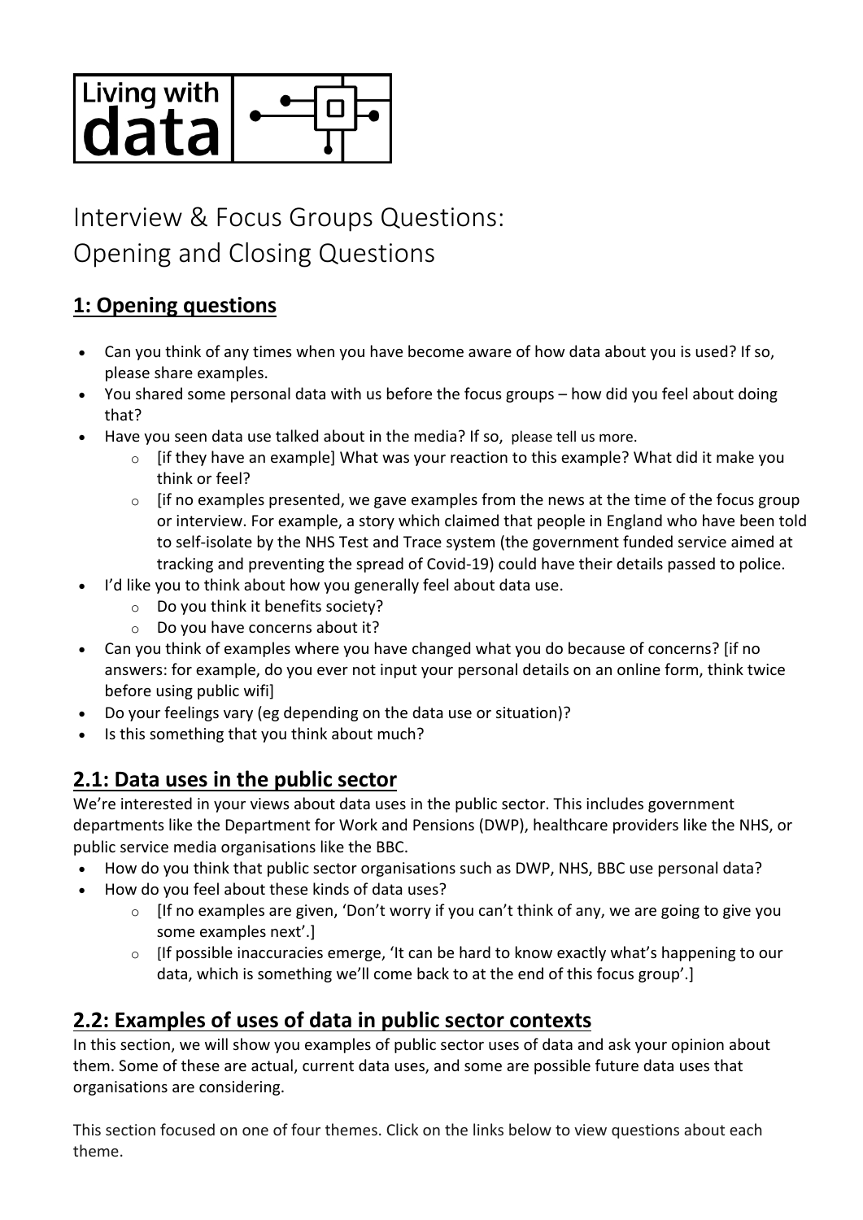Living with data

# Interview & Focus Groups Questions: Opening and Closing Questions

## 1: Opening questions

- Can you think of any times when you have become aware of how data about you is used? If so, please share examples.
- You shared some personal data with us before the focus groups – how did you feel about doing that?
- Have you seen data use talked about in the media? If so, please tell us more.
    - [if they have an example] What was your reaction to this example? What did it make you think or feel?
    - [if no examples presented, we gave examples from the news at the time of the focus group or interview. For example, a story which claimed that people in England who have been told to self-isolate by the NHS Test and Trace system (the government funded service aimed at tracking and preventing the spread of Covid-19) could have their details passed to police.
- I'd like you to think about how you generally feel about data use.
    - Do you think it benefits society?
    - Do you have concerns about it?
- Can you think of examples where you have changed what you do because of concerns? [if no answers: for example, do you ever not input your personal details on an online form, think twice before using public wifi]
- Do your feelings vary (eg depending on the data use or situation)?
- Is this something that you think about much?

## 2.1: Data uses in the public sector

We're interested in your views about data uses in the public sector. This includes government departments like the Department for Work and Pensions (DWP), healthcare providers like the NHS, or public service media organisations like the BBC.

- How do you think that public sector organisations such as DWP, NHS, BBC use personal data?
- How do you feel about these kinds of data uses?
    - [If no examples are given, 'Don't worry if you can't think of any, we are going to give you some examples next'.]
    - [If possible inaccuracies emerge, 'It can be hard to know exactly what's happening to our data, which is something we'll come back to at the end of this focus group'.]

## 2.2: Examples of uses of data in public sector contexts

In this section, we will show you examples of public sector uses of data and ask your opinion about them. Some of these are actual, current data uses, and some are possible future data uses that organisations are considering.

This section focused on one of four themes. Click on the links below to view questions about each theme.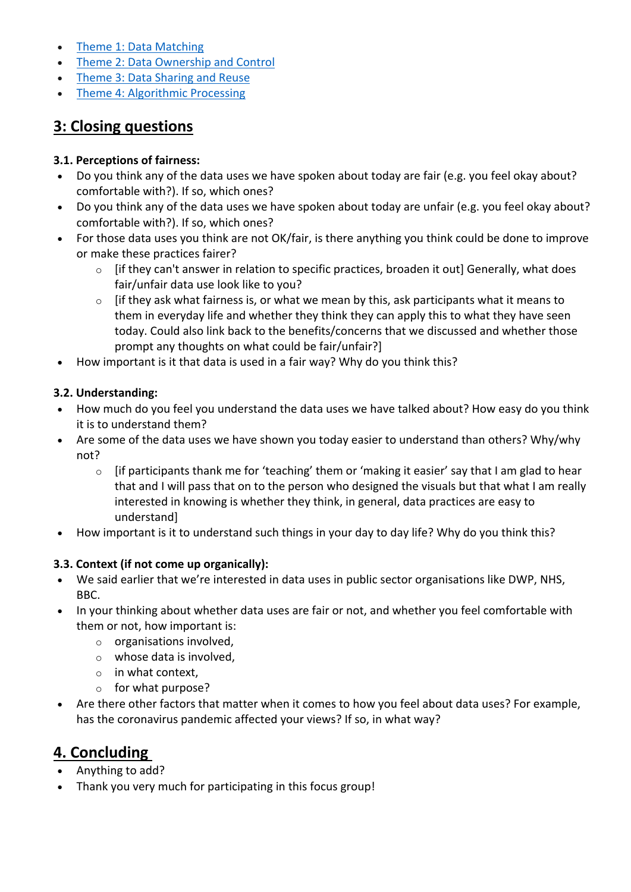- Theme 1: Data Matching
- Theme 2: Data Ownership and Control
- Theme 3: Data Sharing and Reuse
- Theme 4: Algorithmic Processing

## 3: Closing questions

**3.1. Perceptions of fairness:**

- Do you think any of the data uses we have spoken about today are fair (e.g. you feel okay about? comfortable with?). If so, which ones?
- Do you think any of the data uses we have spoken about today are unfair (e.g. you feel okay about? comfortable with?). If so, which ones?
- For those data uses you think are not OK/fair, is there anything you think could be done to improve or make these practices fairer?
    - [if they can't answer in relation to specific practices, broaden it out] Generally, what does fair/unfair data use look like to you?
    - [if they ask what fairness is, or what we mean by this, ask participants what it means to them in everyday life and whether they think they can apply this to what they have seen today. Could also link back to the benefits/concerns that we discussed and whether those prompt any thoughts on what could be fair/unfair?]
- How important is it that data is used in a fair way? Why do you think this?

**3.2. Understanding:**

- How much do you feel you understand the data uses we have talked about? How easy do you think it is to understand them?
- Are some of the data uses we have shown you today easier to understand than others? Why/why not?
    - [if participants thank me for 'teaching' them or 'making it easier' say that I am glad to hear that and I will pass that on to the person who designed the visuals but that what I am really interested in knowing is whether they think, in general, data practices are easy to understand]
- How important is it to understand such things in your day to day life? Why do you think this?

**3.3. Context (if not come up organically):**

- We said earlier that we're interested in data uses in public sector organisations like DWP, NHS, BBC.
- In your thinking about whether data uses are fair or not, and whether you feel comfortable with them or not, how important is:
    - organisations involved,
    - whose data is involved,
    - in what context,
    - for what purpose?
- Are there other factors that matter when it comes to how you feel about data uses? For example, has the coronavirus pandemic affected your views? If so, in what way?

## 4. Concluding

- Anything to add?
- Thank you very much for participating in this focus group!